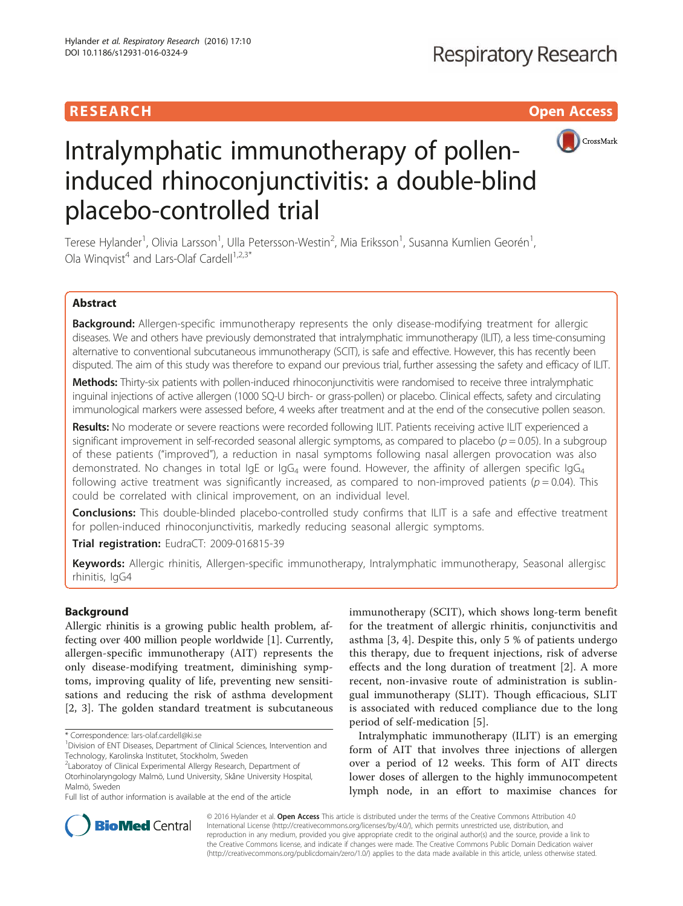RESEARCH Open Access

# Intralymphatic immunotherapy of pollen-induced rhinoconjunctivitis: a double-blind placebo-controlled trial

Terese Hylander[1], Olivia Larsson[1], Ulla Petersson-Westin[2], Mia Eriksson[1], Susanna Kumlien Georén[1], Ola Winqvist[4] and Lars-Olaf Cardell[1,2,3*]

## Abstract

**Background:** Allergen-specific immunotherapy represents the only disease-modifying treatment for allergic diseases. We and others have previously demonstrated that intralymphatic immunotherapy (ILIT), a less time-consuming alternative to conventional subcutaneous immunotherapy (SCIT), is safe and effective. However, this has recently been disputed. The aim of this study was therefore to expand our previous trial, further assessing the safety and efficacy of ILIT.

**Methods:** Thirty-six patients with pollen-induced rhinoconjunctivitis were randomised to receive three intralymphatic inguinal injections of active allergen (1000 SQ-U birch- or grass-pollen) or placebo. Clinical effects, safety and circulating immunological markers were assessed before, 4 weeks after treatment and at the end of the consecutive pollen season.

**Results:** No moderate or severe reactions were recorded following ILIT. Patients receiving active ILIT experienced a significant improvement in self-recorded seasonal allergic symptoms, as compared to placebo ($p = 0.05$). In a subgroup of these patients ("improved"), a reduction in nasal symptoms following nasal allergen provocation was also demonstrated. No changes in total IgE or $IgG_4$ were found. However, the affinity of allergen specific $IgG_4$ following active treatment was significantly increased, as compared to non-improved patients ($p = 0.04$). This could be correlated with clinical improvement, on an individual level.

**Conclusions:** This double-blinded placebo-controlled study confirms that ILIT is a safe and effective treatment for pollen-induced rhinoconjunctivitis, markedly reducing seasonal allergic symptoms.

**Trial registration:** EudraCT: 2009-016815-39

**Keywords:** Allergic rhinitis, Allergen-specific immunotherapy, Intralymphatic immunotherapy, Seasonal allergisc rhinitis, IgG4

## Background

Allergic rhinitis is a growing public health problem, affecting over 400 million people worldwide [1]. Currently, allergen-specific immunotherapy (AIT) represents the only disease-modifying treatment, diminishing symptoms, improving quality of life, preventing new sensitisations and reducing the risk of asthma development [2, 3]. The golden standard treatment is subcutaneous immunotherapy (SCIT), which shows long-term benefit for the treatment of allergic rhinitis, conjunctivitis and asthma [3, 4]. Despite this, only 5 % of patients undergo this therapy, due to frequent injections, risk of adverse effects and the long duration of treatment [2]. A more recent, non-invasive route of administration is sublingual immunotherapy (SLIT). Though efficacious, SLIT is associated with reduced compliance due to the long period of self-medication [5].

Intralymphatic immunotherapy (ILIT) is an emerging form of AIT that involves three injections of allergen over a period of 12 weeks. This form of AIT directs lower doses of allergen to the highly immunocompetent lymph node, in an effort to maximise chances for

\* Correspondence: lars-olaf.cardell@ki.se
[1]Division of ENT Diseases, Department of Clinical Sciences, Intervention and Technology, Karolinska Institutet, Stockholm, Sweden
[2]Laboratoy of Clinical Experimental Allergy Research, Department of Otorhinolaryngology Malmö, Lund University, Skåne University Hospital, Malmö, Sweden
Full list of author information is available at the end of the article

© 2016 Hylander et al. **Open Access** This article is distributed under the terms of the Creative Commons Attribution 4.0 International License (http://creativecommons.org/licenses/by/4.0/), which permits unrestricted use, distribution, and reproduction in any medium, provided you give appropriate credit to the original author(s) and the source, provide a link to the Creative Commons license, and indicate if changes were made. The Creative Commons Public Domain Dedication waiver (http://creativecommons.org/publicdomain/zero/1.0/) applies to the data made available in this article, unless otherwise stated.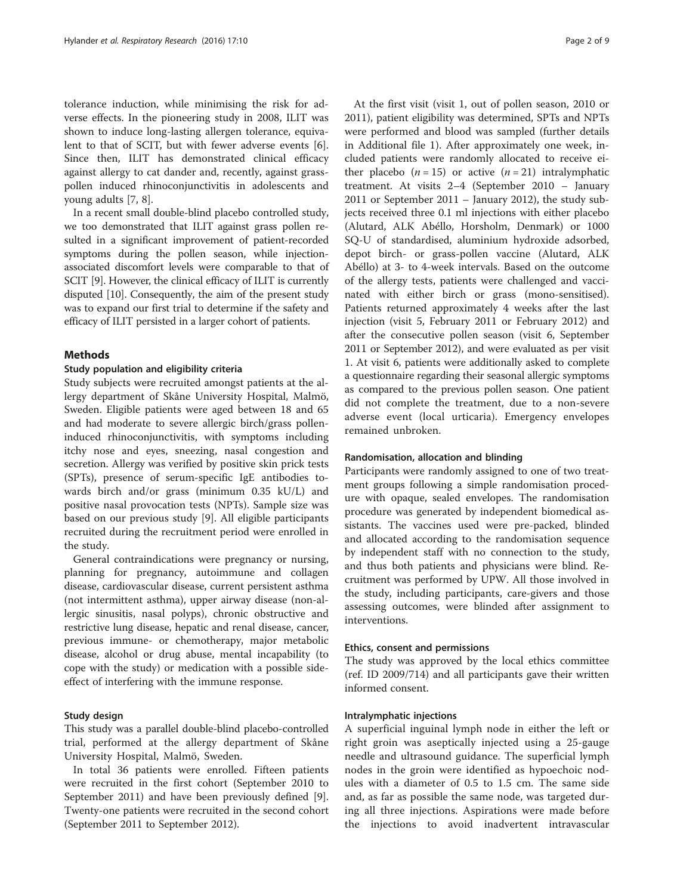tolerance induction, while minimising the risk for adverse effects. In the pioneering study in 2008, ILIT was shown to induce long-lasting allergen tolerance, equivalent to that of SCIT, but with fewer adverse events [6]. Since then, ILIT has demonstrated clinical efficacy against allergy to cat dander and, recently, against grass-pollen induced rhinoconjunctivitis in adolescents and young adults [7, 8].

In a recent small double-blind placebo controlled study, we too demonstrated that ILIT against grass pollen resulted in a significant improvement of patient-recorded symptoms during the pollen season, while injection-associated discomfort levels were comparable to that of SCIT [9]. However, the clinical efficacy of ILIT is currently disputed [10]. Consequently, the aim of the present study was to expand our first trial to determine if the safety and efficacy of ILIT persisted in a larger cohort of patients.

## Methods

### Study population and eligibility criteria

Study subjects were recruited amongst patients at the allergy department of Skåne University Hospital, Malmö, Sweden. Eligible patients were aged between 18 and 65 and had moderate to severe allergic birch/grass pollen-induced rhinoconjunctivitis, with symptoms including itchy nose and eyes, sneezing, nasal congestion and secretion. Allergy was verified by positive skin prick tests (SPTs), presence of serum-specific IgE antibodies towards birch and/or grass (minimum 0.35 kU/L) and positive nasal provocation tests (NPTs). Sample size was based on our previous study [9]. All eligible participants recruited during the recruitment period were enrolled in the study.

General contraindications were pregnancy or nursing, planning for pregnancy, autoimmune and collagen disease, cardiovascular disease, current persistent asthma (not intermittent asthma), upper airway disease (non-allergic sinusitis, nasal polyps), chronic obstructive and restrictive lung disease, hepatic and renal disease, cancer, previous immune- or chemotherapy, major metabolic disease, alcohol or drug abuse, mental incapability (to cope with the study) or medication with a possible side-effect of interfering with the immune response.

### Study design

This study was a parallel double-blind placebo-controlled trial, performed at the allergy department of Skåne University Hospital, Malmö, Sweden.

In total 36 patients were enrolled. Fifteen patients were recruited in the first cohort (September 2010 to September 2011) and have been previously defined [9]. Twenty-one patients were recruited in the second cohort (September 2011 to September 2012).

At the first visit (visit 1, out of pollen season, 2010 or 2011), patient eligibility was determined, SPTs and NPTs were performed and blood was sampled (further details in Additional file 1). After approximately one week, included patients were randomly allocated to receive either placebo ($n = 15$) or active ($n = 21$) intralymphatic treatment. At visits 2–4 (September 2010 – January 2011 or September 2011 – January 2012), the study subjects received three 0.1 ml injections with either placebo (Alutard, ALK Abéllo, Horsholm, Denmark) or 1000 SQ-U of standardised, aluminium hydroxide adsorbed, depot birch- or grass-pollen vaccine (Alutard, ALK Abéllo) at 3- to 4-week intervals. Based on the outcome of the allergy tests, patients were challenged and vaccinated with either birch or grass (mono-sensitised). Patients returned approximately 4 weeks after the last injection (visit 5, February 2011 or February 2012) and after the consecutive pollen season (visit 6, September 2011 or September 2012), and were evaluated as per visit 1. At visit 6, patients were additionally asked to complete a questionnaire regarding their seasonal allergic symptoms as compared to the previous pollen season. One patient did not complete the treatment, due to a non-severe adverse event (local urticaria). Emergency envelopes remained unbroken.

### Randomisation, allocation and blinding

Participants were randomly assigned to one of two treatment groups following a simple randomisation procedure with opaque, sealed envelopes. The randomisation procedure was generated by independent biomedical assistants. The vaccines used were pre-packed, blinded and allocated according to the randomisation sequence by independent staff with no connection to the study, and thus both patients and physicians were blind. Recruitment was performed by UPW. All those involved in the study, including participants, care-givers and those assessing outcomes, were blinded after assignment to interventions.

### Ethics, consent and permissions

The study was approved by the local ethics committee (ref. ID 2009/714) and all participants gave their written informed consent.

### Intralymphatic injections

A superficial inguinal lymph node in either the left or right groin was aseptically injected using a 25-gauge needle and ultrasound guidance. The superficial lymph nodes in the groin were identified as hypoechoic nodules with a diameter of 0.5 to 1.5 cm. The same side and, as far as possible the same node, was targeted during all three injections. Aspirations were made before the injections to avoid inadvertent intravascular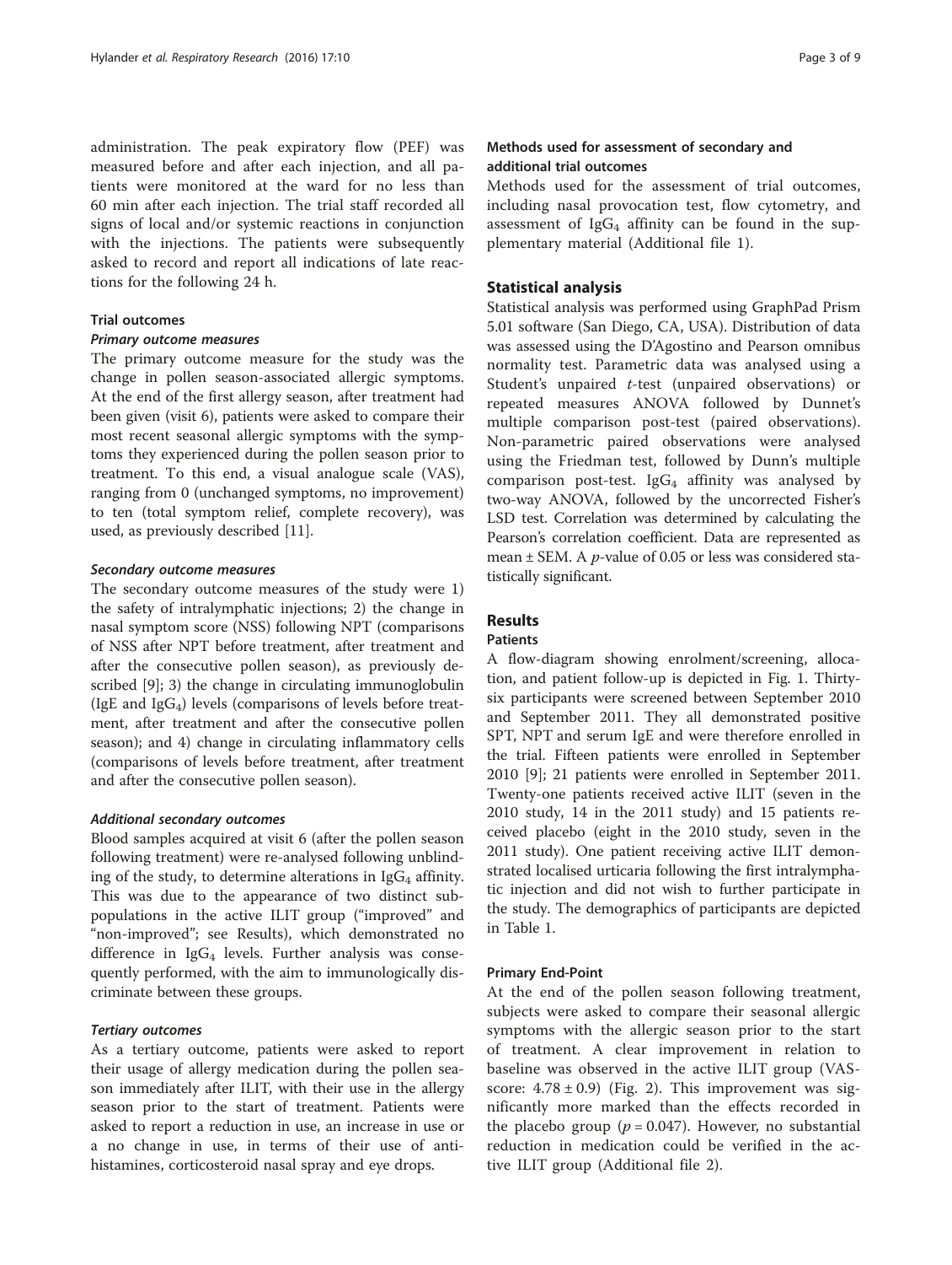administration. The peak expiratory flow (PEF) was measured before and after each injection, and all patients were monitored at the ward for no less than 60 min after each injection. The trial staff recorded all signs of local and/or systemic reactions in conjunction with the injections. The patients were subsequently asked to record and report all indications of late reactions for the following 24 h.

### Trial outcomes

#### *Primary outcome measures*

The primary outcome measure for the study was the change in pollen season-associated allergic symptoms. At the end of the first allergy season, after treatment had been given (visit 6), patients were asked to compare their most recent seasonal allergic symptoms with the symptoms they experienced during the pollen season prior to treatment. To this end, a visual analogue scale (VAS), ranging from 0 (unchanged symptoms, no improvement) to ten (total symptom relief, complete recovery), was used, as previously described [11].

#### *Secondary outcome measures*

The secondary outcome measures of the study were 1) the safety of intralymphatic injections; 2) the change in nasal symptom score (NSS) following NPT (comparisons of NSS after NPT before treatment, after treatment and after the consecutive pollen season), as previously described [9]; 3) the change in circulating immunoglobulin (IgE and $IgG_4$) levels (comparisons of levels before treatment, after treatment and after the consecutive pollen season); and 4) change in circulating inflammatory cells (comparisons of levels before treatment, after treatment and after the consecutive pollen season).

#### *Additional secondary outcomes*

Blood samples acquired at visit 6 (after the pollen season following treatment) were re-analysed following unblinding of the study, to determine alterations in $IgG_4$ affinity. This was due to the appearance of two distinct subpopulations in the active ILIT group ("improved" and "non-improved"; see Results), which demonstrated no difference in $IgG_4$ levels. Further analysis was consequently performed, with the aim to immunologically discriminate between these groups.

#### *Tertiary outcomes*

As a tertiary outcome, patients were asked to report their usage of allergy medication during the pollen season immediately after ILIT, with their use in the allergy season prior to the start of treatment. Patients were asked to report a reduction in use, an increase in use or a no change in use, in terms of their use of antihistamines, corticosteroid nasal spray and eye drops.

### Methods used for assessment of secondary and additional trial outcomes

Methods used for the assessment of trial outcomes, including nasal provocation test, flow cytometry, and assessment of $IgG_4$ affinity can be found in the supplementary material (Additional file 1).

## Statistical analysis

Statistical analysis was performed using GraphPad Prism 5.01 software (San Diego, CA, USA). Distribution of data was assessed using the D'Agostino and Pearson omnibus normality test. Parametric data was analysed using a Student's unpaired *t*-test (unpaired observations) or repeated measures ANOVA followed by Dunnet's multiple comparison post-test (paired observations). Non-parametric paired observations were analysed using the Friedman test, followed by Dunn's multiple comparison post-test. $IgG_4$ affinity was analysed by two-way ANOVA, followed by the uncorrected Fisher's LSD test. Correlation was determined by calculating the Pearson's correlation coefficient. Data are represented as mean ± SEM. A *p*-value of 0.05 or less was considered statistically significant.

## Results

### Patients

A flow-diagram showing enrolment/screening, allocation, and patient follow-up is depicted in Fig. 1. Thirty-six participants were screened between September 2010 and September 2011. They all demonstrated positive SPT, NPT and serum IgE and were therefore enrolled in the trial. Fifteen patients were enrolled in September 2010 [9]; 21 patients were enrolled in September 2011. Twenty-one patients received active ILIT (seven in the 2010 study, 14 in the 2011 study) and 15 patients received placebo (eight in the 2010 study, seven in the 2011 study). One patient receiving active ILIT demonstrated localised urticaria following the first intralymphatic injection and did not wish to further participate in the study. The demographics of participants are depicted in Table 1.

### Primary End-Point

At the end of the pollen season following treatment, subjects were asked to compare their seasonal allergic symptoms with the allergic season prior to the start of treatment. A clear improvement in relation to baseline was observed in the active ILIT group (VAS-score: $4.78 \pm 0.9$) (Fig. 2). This improvement was significantly more marked than the effects recorded in the placebo group ($p = 0.047$). However, no substantial reduction in medication could be verified in the active ILIT group (Additional file 2).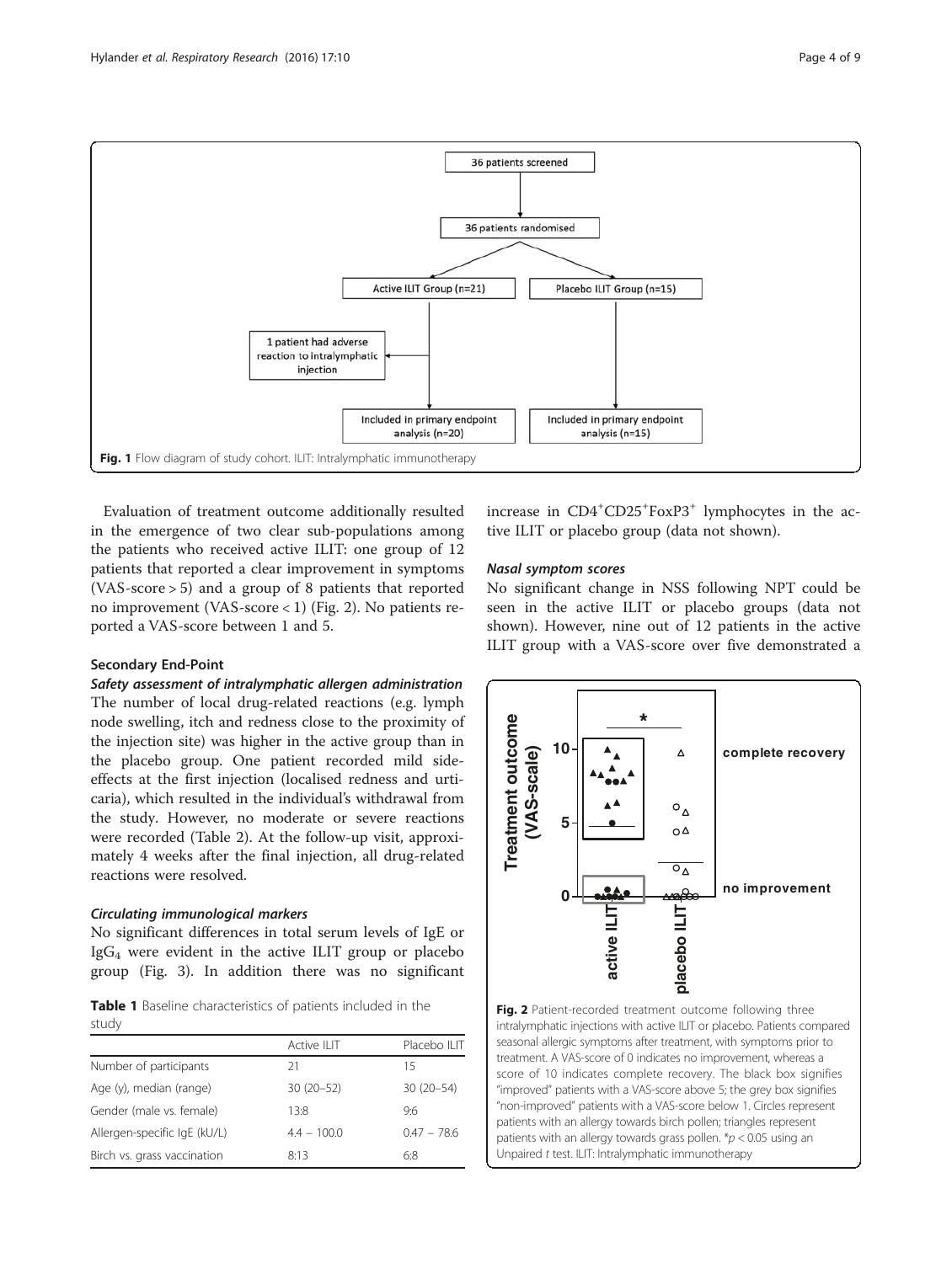Fig. 1 Flow diagram of study cohort. ILIT: Intralymphatic immunotherapy

Evaluation of treatment outcome additionally resulted in the emergence of two clear sub-populations among the patients who received active ILIT: one group of 12 patients that reported a clear improvement in symptoms (VAS-score > 5) and a group of 8 patients that reported no improvement (VAS-score < 1) (Fig. 2). No patients reported a VAS-score between 1 and 5.

### Secondary End-Point

#### *Safety assessment of intralymphatic allergen administration*

The number of local drug-related reactions (e.g. lymph node swelling, itch and redness close to the proximity of the injection site) was higher in the active group than in the placebo group. One patient recorded mild side-effects at the first injection (localised redness and urticaria), which resulted in the individual's withdrawal from the study. However, no moderate or severe reactions were recorded (Table 2). At the follow-up visit, approximately 4 weeks after the final injection, all drug-related reactions were resolved.

#### *Circulating immunological markers*

No significant differences in total serum levels of IgE or $IgG_4$ were evident in the active ILIT group or placebo group (Fig. 3). In addition there was no significant increase in $CD4^+CD25^+FoxP3^+$ lymphocytes in the active ILIT or placebo group (data not shown).

#### *Nasal symptom scores*

No significant change in NSS following NPT could be seen in the active ILIT or placebo groups (data not shown). However, nine out of 12 patients in the active ILIT group with a VAS-score over five demonstrated a

**Table 1** Baseline characteristics of patients included in the study

| | Active ILIT | Placebo ILIT |
|---|---|---|
| Number of participants | 21 | 15 |
| Age (y), median (range) | 30 (20–52) | 30 (20–54) |
| Gender (male vs. female) | 13:8 | 9:6 |
| Allergen-specific IgE (kU/L) | 4.4 – 100.0 | 0.47 – 78.6 |
| Birch vs. grass vaccination | 8:13 | 6:8 |

**Fig. 2** Patient-recorded treatment outcome following three intralymphatic injections with active ILIT or placebo. Patients compared seasonal allergic symptoms after treatment, with symptoms prior to treatment. A VAS-score of 0 indicates no improvement, whereas a score of 10 indicates complete recovery. The black box signifies "improved" patients with a VAS-score above 5; the grey box signifies "non-improved" patients with a VAS-score below 1. Circles represent patients with an allergy towards birch pollen; triangles represent patients with an allergy towards grass pollen. *$p < 0.05$ using an Unpaired *t* test. ILIT: Intralymphatic immunotherapy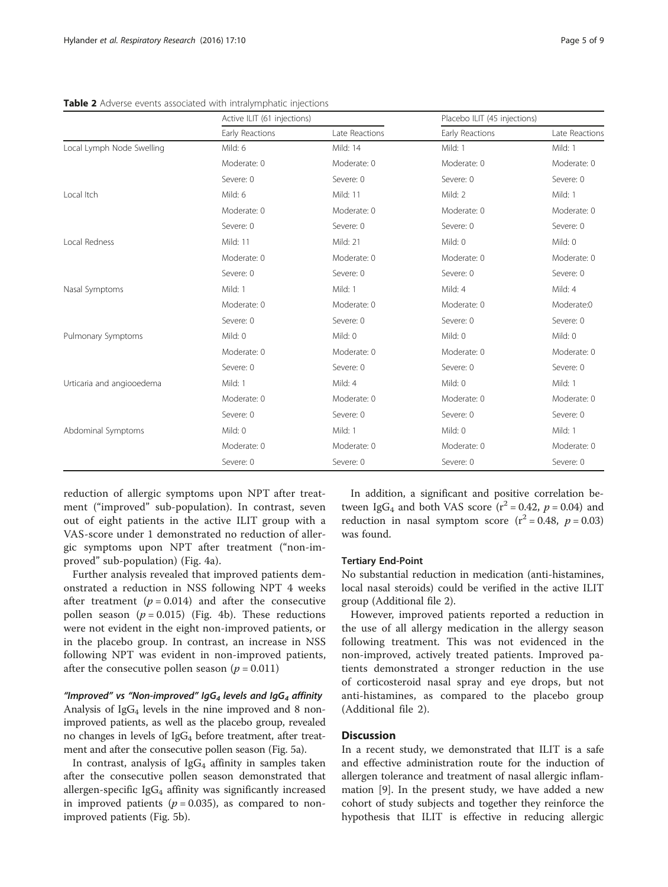**Table 2** Adverse events associated with intralymphatic injections

| | Active ILIT (61 injections) | | Placebo ILIT (45 injections) | |
|---|---|---|---|---|
| | Early Reactions | Late Reactions | Early Reactions | Late Reactions |
| Local Lymph Node Swelling | Mild: 6 | Mild: 14 | Mild: 1 | Mild: 1 |
| | Moderate: 0 | Moderate: 0 | Moderate: 0 | Moderate: 0 |
| | Severe: 0 | Severe: 0 | Severe: 0 | Severe: 0 |
| Local Itch | Mild: 6 | Mild: 11 | Mild: 2 | Mild: 1 |
| | Moderate: 0 | Moderate: 0 | Moderate: 0 | Moderate: 0 |
| | Severe: 0 | Severe: 0 | Severe: 0 | Severe: 0 |
| Local Redness | Mild: 11 | Mild: 21 | Mild: 0 | Mild: 0 |
| | Moderate: 0 | Moderate: 0 | Moderate: 0 | Moderate: 0 |
| | Severe: 0 | Severe: 0 | Severe: 0 | Severe: 0 |
| Nasal Symptoms | Mild: 1 | Mild: 1 | Mild: 4 | Mild: 4 |
| | Moderate: 0 | Moderate: 0 | Moderate: 0 | Moderate:0 |
| | Severe: 0 | Severe: 0 | Severe: 0 | Severe: 0 |
| Pulmonary Symptoms | Mild: 0 | Mild: 0 | Mild: 0 | Mild: 0 |
| | Moderate: 0 | Moderate: 0 | Moderate: 0 | Moderate: 0 |
| | Severe: 0 | Severe: 0 | Severe: 0 | Severe: 0 |
| Urticaria and angiooedema | Mild: 1 | Mild: 4 | Mild: 0 | Mild: 1 |
| | Moderate: 0 | Moderate: 0 | Moderate: 0 | Moderate: 0 |
| | Severe: 0 | Severe: 0 | Severe: 0 | Severe: 0 |
| Abdominal Symptoms | Mild: 0 | Mild: 1 | Mild: 0 | Mild: 1 |
| | Moderate: 0 | Moderate: 0 | Moderate: 0 | Moderate: 0 |
| | Severe: 0 | Severe: 0 | Severe: 0 | Severe: 0 |

reduction of allergic symptoms upon NPT after treatment ("improved" sub-population). In contrast, seven out of eight patients in the active ILIT group with a VAS-score under 1 demonstrated no reduction of allergic symptoms upon NPT after treatment ("non-improved" sub-population) (Fig. 4a).

Further analysis revealed that improved patients demonstrated a reduction in NSS following NPT 4 weeks after treatment ($p = 0.014$) and after the consecutive pollen season ($p = 0.015$) (Fig. 4b). These reductions were not evident in the eight non-improved patients, or in the placebo group. In contrast, an increase in NSS following NPT was evident in non-improved patients, after the consecutive pollen season ($p = 0.011$)

#### *"Improved" vs "Non-improved" $IgG_4$ levels and $IgG_4$ affinity*

Analysis of $IgG_4$ levels in the nine improved and 8 non-improved patients, as well as the placebo group, revealed no changes in levels of $IgG_4$ before treatment, after treatment and after the consecutive pollen season (Fig. 5a).

In contrast, analysis of $IgG_4$ affinity in samples taken after the consecutive pollen season demonstrated that allergen-specific $IgG_4$ affinity was significantly increased in improved patients ($p = 0.035$), as compared to non-improved patients (Fig. 5b).

In addition, a significant and positive correlation between $IgG_4$ and both VAS score ($r^2 = 0.42$, $p = 0.04$) and reduction in nasal symptom score ($r^2 = 0.48$, $p = 0.03$) was found.

#### Tertiary End-Point

No substantial reduction in medication (anti-histamines, local nasal steroids) could be verified in the active ILIT group (Additional file 2).

However, improved patients reported a reduction in the use of all allergy medication in the allergy season following treatment. This was not evidenced in the non-improved, actively treated patients. Improved patients demonstrated a stronger reduction in the use of corticosteroid nasal spray and eye drops, but not anti-histamines, as compared to the placebo group (Additional file 2).

## Discussion

In a recent study, we demonstrated that ILIT is a safe and effective administration route for the induction of allergen tolerance and treatment of nasal allergic inflammation [9]. In the present study, we have added a new cohort of study subjects and together they reinforce the hypothesis that ILIT is effective in reducing allergic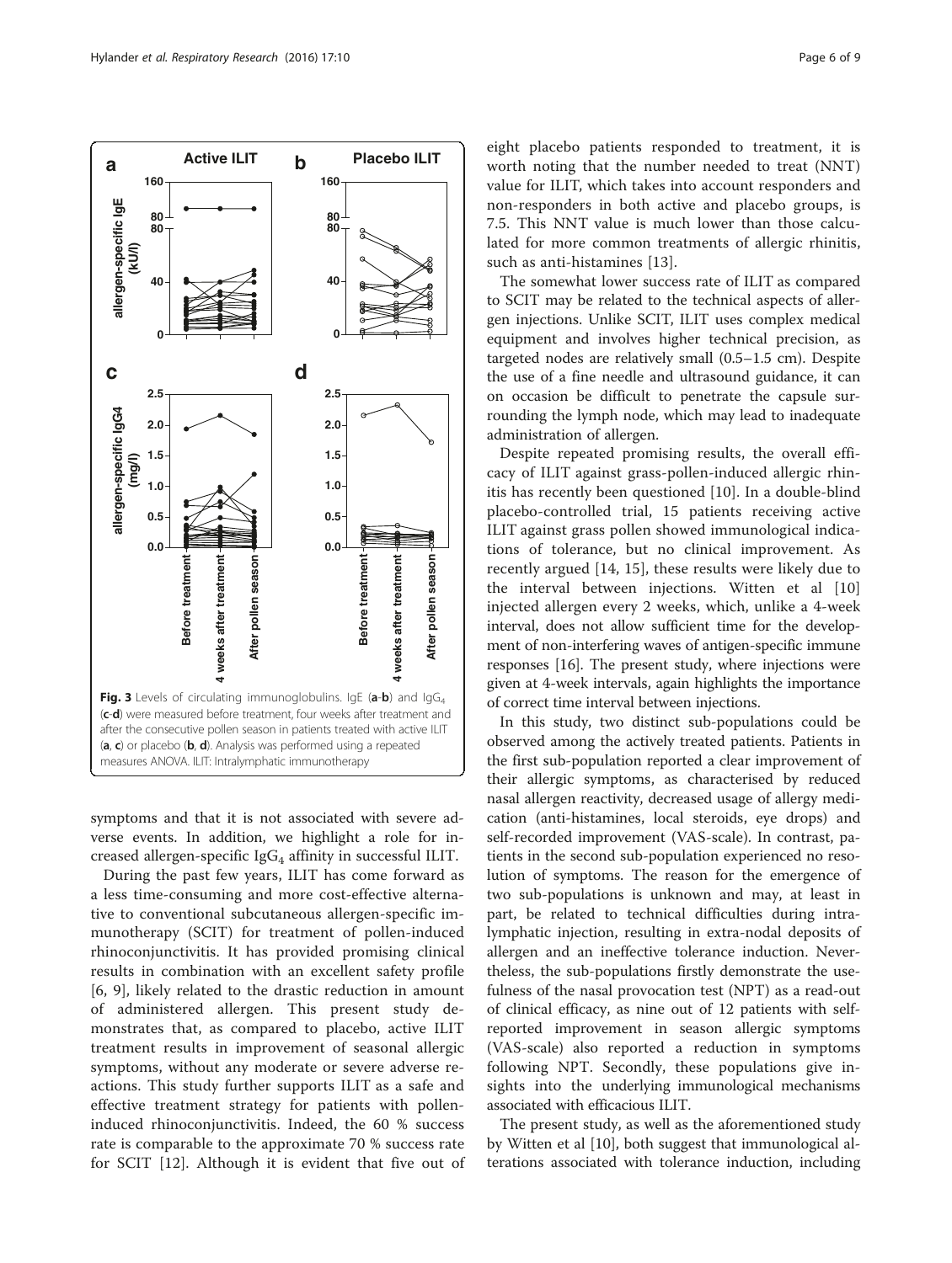**Fig. 3** Levels of circulating immunoglobulins. IgE (**a**-**b**) and $IgG_4$ (**c**-**d**) were measured before treatment, four weeks after treatment and after the consecutive pollen season in patients treated with active ILIT (**a**, **c**) or placebo (**b**, **d**). Analysis was performed using a repeated measures ANOVA. ILIT: Intralymphatic immunotherapy

symptoms and that it is not associated with severe adverse events. In addition, we highlight a role for increased allergen-specific $IgG_4$ affinity in successful ILIT.

During the past few years, ILIT has come forward as a less time-consuming and more cost-effective alternative to conventional subcutaneous allergen-specific immunotherapy (SCIT) for treatment of pollen-induced rhinoconjunctivitis. It has provided promising clinical results in combination with an excellent safety profile [6, 9], likely related to the drastic reduction in amount of administered allergen. This present study demonstrates that, as compared to placebo, active ILIT treatment results in improvement of seasonal allergic symptoms, without any moderate or severe adverse reactions. This study further supports ILIT as a safe and effective treatment strategy for patients with pollen-induced rhinoconjunctivitis. Indeed, the 60 % success rate is comparable to the approximate 70 % success rate for SCIT [12]. Although it is evident that five out of eight placebo patients responded to treatment, it is worth noting that the number needed to treat (NNT) value for ILIT, which takes into account responders and non-responders in both active and placebo groups, is 7.5. This NNT value is much lower than those calculated for more common treatments of allergic rhinitis, such as anti-histamines [13].

The somewhat lower success rate of ILIT as compared to SCIT may be related to the technical aspects of allergen injections. Unlike SCIT, ILIT uses complex medical equipment and involves higher technical precision, as targeted nodes are relatively small (0.5–1.5 cm). Despite the use of a fine needle and ultrasound guidance, it can on occasion be difficult to penetrate the capsule surrounding the lymph node, which may lead to inadequate administration of allergen.

Despite repeated promising results, the overall efficacy of ILIT against grass-pollen-induced allergic rhinitis has recently been questioned [10]. In a double-blind placebo-controlled trial, 15 patients receiving active ILIT against grass pollen showed immunological indications of tolerance, but no clinical improvement. As recently argued [14, 15], these results were likely due to the interval between injections. Witten et al [10] injected allergen every 2 weeks, which, unlike a 4-week interval, does not allow sufficient time for the development of non-interfering waves of antigen-specific immune responses [16]. The present study, where injections were given at 4-week intervals, again highlights the importance of correct time interval between injections.

In this study, two distinct sub-populations could be observed among the actively treated patients. Patients in the first sub-population reported a clear improvement of their allergic symptoms, as characterised by reduced nasal allergen reactivity, decreased usage of allergy medication (anti-histamines, local steroids, eye drops) and self-recorded improvement (VAS-scale). In contrast, patients in the second sub-population experienced no resolution of symptoms. The reason for the emergence of two sub-populations is unknown and may, at least in part, be related to technical difficulties during intralymphatic injection, resulting in extra-nodal deposits of allergen and an ineffective tolerance induction. Nevertheless, the sub-populations firstly demonstrate the usefulness of the nasal provocation test (NPT) as a read-out of clinical efficacy, as nine out of 12 patients with self-reported improvement in season allergic symptoms (VAS-scale) also reported a reduction in symptoms following NPT. Secondly, these populations give insights into the underlying immunological mechanisms associated with efficacious ILIT.

The present study, as well as the aforementioned study by Witten et al [10], both suggest that immunological alterations associated with tolerance induction, including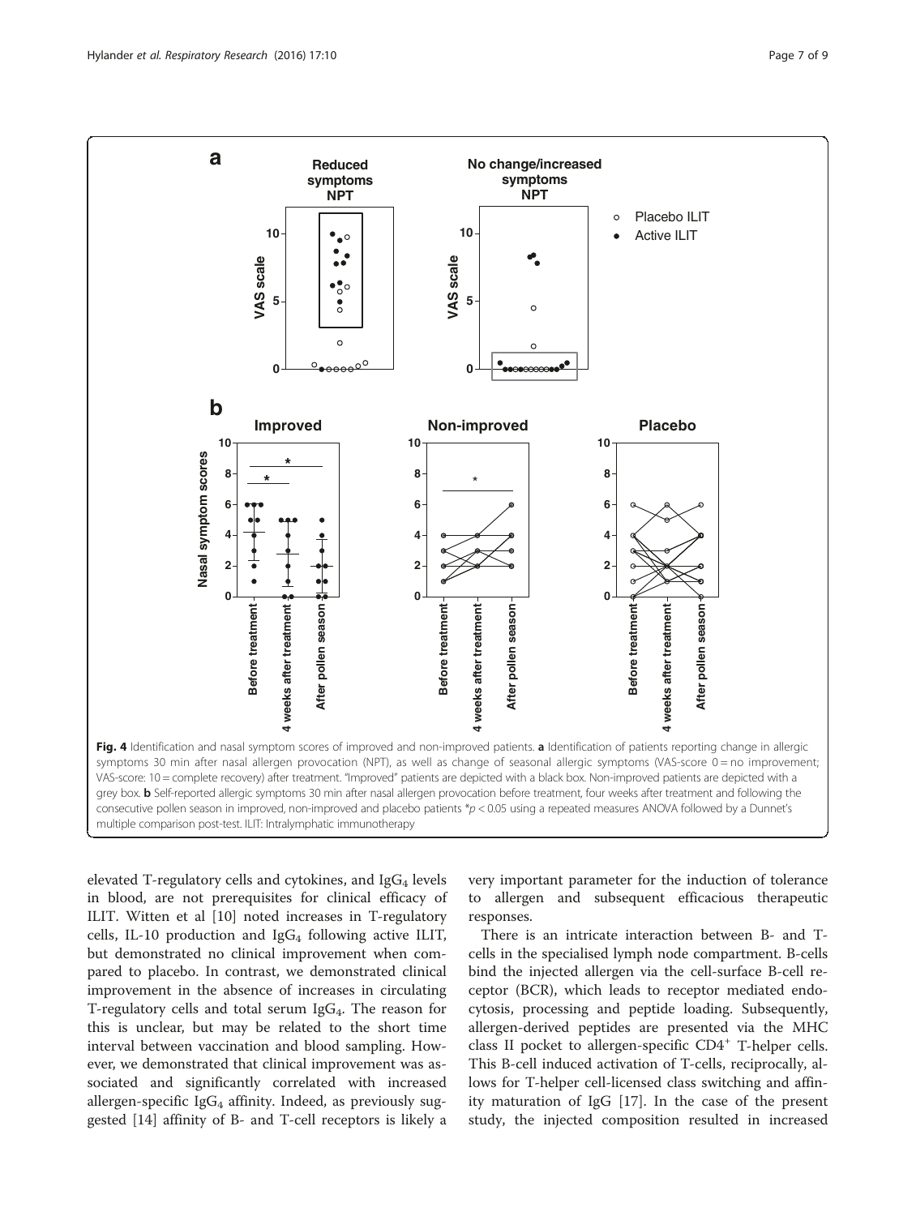**Fig. 4** Identification and nasal symptom scores of improved and non-improved patients. **a** Identification of patients reporting change in allergic symptoms 30 min after nasal allergen provocation (NPT), as well as change of seasonal allergic symptoms (VAS-score 0 = no improvement; VAS-score: 10 = complete recovery) after treatment. "Improved" patients are depicted with a black box. Non-improved patients are depicted with a grey box. **b** Self-reported allergic symptoms 30 min after nasal allergen provocation before treatment, four weeks after treatment and following the consecutive pollen season in improved, non-improved and placebo patients *$p < 0.05$ using a repeated measures ANOVA followed by a Dunnet's multiple comparison post-test. ILIT: Intralymphatic immunotherapy

elevated T-regulatory cells and cytokines, and $IgG_4$ levels in blood, are not prerequisites for clinical efficacy of ILIT. Witten et al [10] noted increases in T-regulatory cells, IL-10 production and $IgG_4$ following active ILIT, but demonstrated no clinical improvement when compared to placebo. In contrast, we demonstrated clinical improvement in the absence of increases in circulating T-regulatory cells and total serum $IgG_4$. The reason for this is unclear, but may be related to the short time interval between vaccination and blood sampling. However, we demonstrated that clinical improvement was associated and significantly correlated with increased allergen-specific $IgG_4$ affinity. Indeed, as previously suggested [14] affinity of B- and T-cell receptors is likely a very important parameter for the induction of tolerance to allergen and subsequent efficacious therapeutic responses.

There is an intricate interaction between B- and T-cells in the specialised lymph node compartment. B-cells bind the injected allergen via the cell-surface B-cell receptor (BCR), which leads to receptor mediated endocytosis, processing and peptide loading. Subsequently, allergen-derived peptides are presented via the MHC class II pocket to allergen-specific $CD4^+$ T-helper cells. This B-cell induced activation of T-cells, reciprocally, allows for T-helper cell-licensed class switching and affinity maturation of IgG [17]. In the case of the present study, the injected composition resulted in increased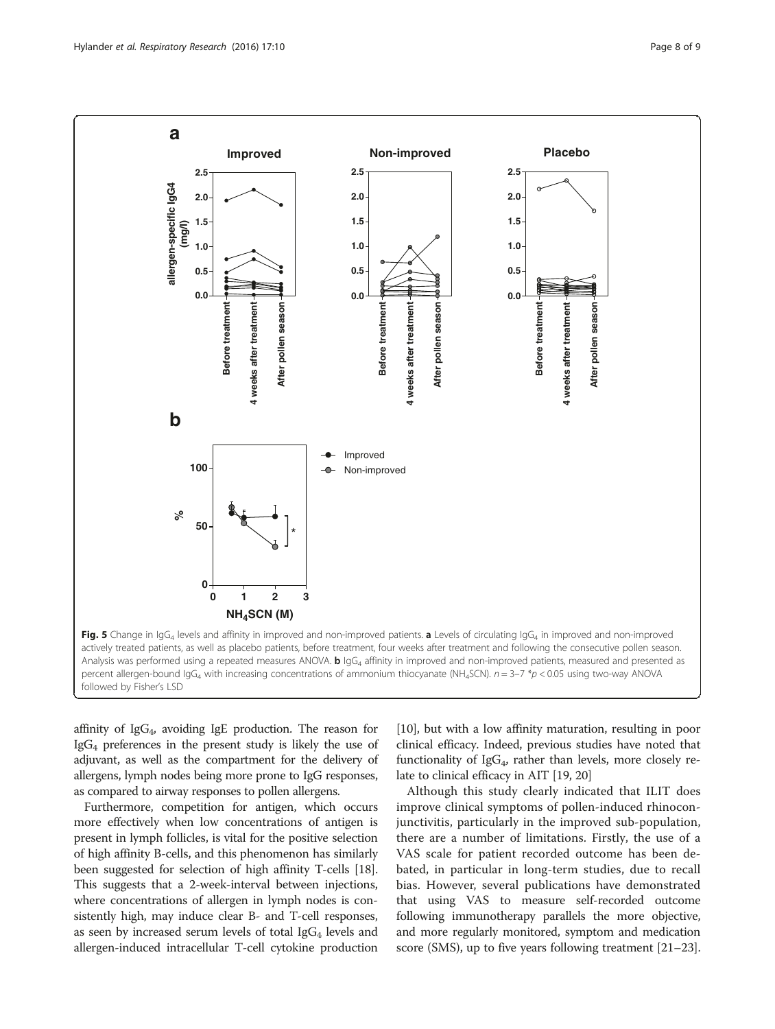**Fig. 5** Change in $IgG_4$ levels and affinity in improved and non-improved patients. **a** Levels of circulating $IgG_4$ in improved and non-improved actively treated patients, as well as placebo patients, before treatment, four weeks after treatment and following the consecutive pollen season. Analysis was performed using a repeated measures ANOVA. **b** $IgG_4$ affinity in improved and non-improved patients, measured and presented as percent allergen-bound $IgG_4$ with increasing concentrations of ammonium thiocyanate ($NH_4SCN$). $n = 3–7$ *$p < 0.05$ using two-way ANOVA followed by Fisher's LSD

affinity of $IgG_4$, avoiding IgE production. The reason for $IgG_4$ preferences in the present study is likely the use of adjuvant, as well as the compartment for the delivery of allergens, lymph nodes being more prone to IgG responses, as compared to airway responses to pollen allergens.

Furthermore, competition for antigen, which occurs more effectively when low concentrations of antigen is present in lymph follicles, is vital for the positive selection of high affinity B-cells, and this phenomenon has similarly been suggested for selection of high affinity T-cells [18]. This suggests that a 2-week-interval between injections, where concentrations of allergen in lymph nodes is consistently high, may induce clear B- and T-cell responses, as seen by increased serum levels of total $IgG_4$ levels and allergen-induced intracellular T-cell cytokine production [10], but with a low affinity maturation, resulting in poor clinical efficacy. Indeed, previous studies have noted that functionality of $IgG_4$, rather than levels, more closely relate to clinical efficacy in AIT [19, 20]

Although this study clearly indicated that ILIT does improve clinical symptoms of pollen-induced rhinoconjunctivitis, particularly in the improved sub-population, there are a number of limitations. Firstly, the use of a VAS scale for patient recorded outcome has been debated, in particular in long-term studies, due to recall bias. However, several publications have demonstrated that using VAS to measure self-recorded outcome following immunotherapy parallels the more objective, and more regularly monitored, symptom and medication score (SMS), up to five years following treatment [21–23].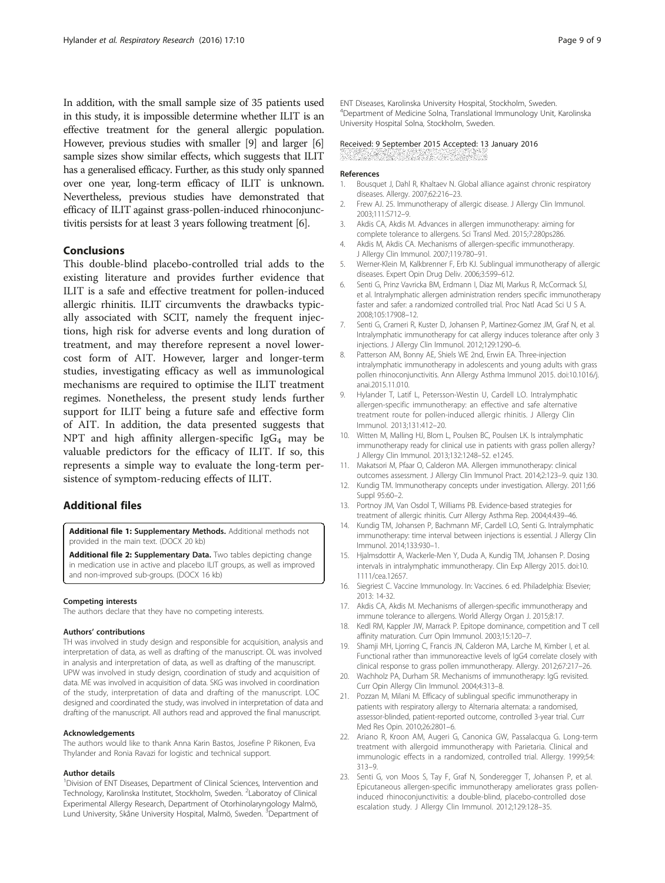In addition, with the small sample size of 35 patients used in this study, it is impossible determine whether ILIT is an effective treatment for the general allergic population. However, previous studies with smaller [9] and larger [6] sample sizes show similar effects, which suggests that ILIT has a generalised efficacy. Further, as this study only spanned over one year, long-term efficacy of ILIT is unknown. Nevertheless, previous studies have demonstrated that efficacy of ILIT against grass-pollen-induced rhinoconjunctivitis persists for at least 3 years following treatment [6].

## Conclusions

This double-blind placebo-controlled trial adds to the existing literature and provides further evidence that ILIT is a safe and effective treatment for pollen-induced allergic rhinitis. ILIT circumvents the drawbacks typically associated with SCIT, namely the frequent injections, high risk for adverse events and long duration of treatment, and may therefore represent a novel lower-cost form of AIT. However, larger and longer-term studies, investigating efficacy as well as immunological mechanisms are required to optimise the ILIT treatment regimes. Nonetheless, the present study lends further support for ILIT being a future safe and effective form of AIT. In addition, the data presented suggests that NPT and high affinity allergen-specific $IgG_4$ may be valuable predictors for the efficacy of ILIT. If so, this represents a simple way to evaluate the long-term persistence of symptom-reducing effects of ILIT.

## Additional files

**Additional file 1: Supplementary Methods.** Additional methods not provided in the main text. (DOCX 20 kb)

**Additional file 2: Supplementary Data.** Two tables depicting change in medication use in active and placebo ILIT groups, as well as improved and non-improved sub-groups. (DOCX 16 kb)

#### Competing interests

The authors declare that they have no competing interests.

#### Authors' contributions

TH was involved in study design and responsible for acquisition, analysis and interpretation of data, as well as drafting of the manuscript. OL was involved in analysis and interpretation of data, as well as drafting of the manuscript. UPW was involved in study design, coordination of study and acquisition of data. ME was involved in acquisition of data. SKG was involved in coordination of the study, interpretation of data and drafting of the manuscript. LOC designed and coordinated the study, was involved in interpretation of data and drafting of the manuscript. All authors read and approved the final manuscript.

#### Acknowledgements

The authors would like to thank Anna Karin Bastos, Josefine P Rikonen, Eva Thylander and Ronia Ravazi for logistic and technical support.

#### Author details

[1]Division of ENT Diseases, Department of Clinical Sciences, Intervention and Technology, Karolinska Institutet, Stockholm, Sweden. [2]Laboratoy of Clinical Experimental Allergy Research, Department of Otorhinolaryngology Malmö, Lund University, Skåne University Hospital, Malmö, Sweden. [3]Department of ENT Diseases, Karolinska University Hospital, Stockholm, Sweden. [4]Department of Medicine Solna, Translational Immunology Unit, Karolinska University Hospital Solna, Stockholm, Sweden.

Received: 9 September 2015 Accepted: 13 January 2016

#### References

1. Bousquet J, Dahl R, Khaltaev N. Global alliance against chronic respiratory diseases. Allergy. 2007;62:216–23.
2. Frew AJ. 25. Immunotherapy of allergic disease. J Allergy Clin Immunol. 2003;111:S712–9.
3. Akdis CA, Akdis M. Advances in allergen immunotherapy: aiming for complete tolerance to allergens. Sci Transl Med. 2015;7:280ps286.
4. Akdis M, Akdis CA. Mechanisms of allergen-specific immunotherapy. J Allergy Clin Immunol. 2007;119:780–91.
5. Werner-Klein M, Kalkbrenner F, Erb KJ. Sublingual immunotherapy of allergic diseases. Expert Opin Drug Deliv. 2006;3:599–612.
6. Senti G, Prinz Vavricka BM, Erdmann I, Diaz MI, Markus R, McCormack SJ, et al. Intralymphatic allergen administration renders specific immunotherapy faster and safer: a randomized controlled trial. Proc Natl Acad Sci U S A. 2008;105:17908–12.
7. Senti G, Crameri R, Kuster D, Johansen P, Martinez-Gomez JM, Graf N, et al. Intralymphatic immunotherapy for cat allergy induces tolerance after only 3 injections. J Allergy Clin Immunol. 2012;129:1290–6.
8. Patterson AM, Bonny AE, Shiels WE 2nd, Erwin EA. Three-injection intralymphatic immunotherapy in adolescents and young adults with grass pollen rhinoconjunctivitis. Ann Allergy Asthma Immunol 2015. doi:10.1016/j.anai.2015.11.010.
9. Hylander T, Latif L, Petersson-Westin U, Cardell LO. Intralymphatic allergen-specific immunotherapy: an effective and safe alternative treatment route for pollen-induced allergic rhinitis. J Allergy Clin Immunol. 2013;131:412–20.
10. Witten M, Malling HJ, Blom L, Poulsen BC, Poulsen LK. Is intralymphatic immunotherapy ready for clinical use in patients with grass pollen allergy? J Allergy Clin Immunol. 2013;132:1248–52. e1245.
11. Makatsori M, Pfaar O, Calderon MA. Allergen immunotherapy: clinical outcomes assessment. J Allergy Clin Immunol Pract. 2014;2:123–9. quiz 130.
12. Kundig TM. Immunotherapy concepts under investigation. Allergy. 2011;66 Suppl 95:60–2.
13. Portnoy JM, Van Osdol T, Williams PB. Evidence-based strategies for treatment of allergic rhinitis. Curr Allergy Asthma Rep. 2004;4:439–46.
14. Kundig TM, Johansen P, Bachmann MF, Cardell LO, Senti G. Intralymphatic immunotherapy: time interval between injections is essential. J Allergy Clin Immunol. 2014;133:930–1.
15. Hjalmsdottir A, Wackerle-Men Y, Duda A, Kundig TM, Johansen P. Dosing intervals in intralymphatic immunotherapy. Clin Exp Allergy 2015. doi:10.1111/cea.12657.
16. Siegriest C. Vaccine Immunology. In: Vaccines. 6 ed. Philadelphia: Elsevier; 2013: 14-32.
17. Akdis CA, Akdis M. Mechanisms of allergen-specific immunotherapy and immune tolerance to allergens. World Allergy Organ J. 2015;8:17.
18. Kedl RM, Kappler JW, Marrack P. Epitope dominance, competition and T cell affinity maturation. Curr Opin Immunol. 2003;15:120–7.
19. Shamji MH, Ljorring C, Francis JN, Calderon MA, Larche M, Kimber I, et al. Functional rather than immunoreactive levels of IgG4 correlate closely with clinical response to grass pollen immunotherapy. Allergy. 2012;67:217–26.
20. Wachholz PA, Durham SR. Mechanisms of immunotherapy: IgG revisited. Curr Opin Allergy Clin Immunol. 2004;4:313–8.
21. Pozzan M, Milani M. Efficacy of sublingual specific immunotherapy in patients with respiratory allergy to Alternaria alternata: a randomised, assessor-blinded, patient-reported outcome, controlled 3-year trial. Curr Med Res Opin. 2010;26:2801–6.
22. Ariano R, Kroon AM, Augeri G, Canonica GW, Passalacqua G. Long-term treatment with allergoid immunotherapy with Parietaria. Clinical and immunologic effects in a randomized, controlled trial. Allergy. 1999;54:313–9.
23. Senti G, von Moos S, Tay F, Graf N, Sonderegger T, Johansen P, et al. Epicutaneous allergen-specific immunotherapy ameliorates grass pollen-induced rhinoconjunctivitis: a double-blind, placebo-controlled dose escalation study. J Allergy Clin Immunol. 2012;129:128–35.